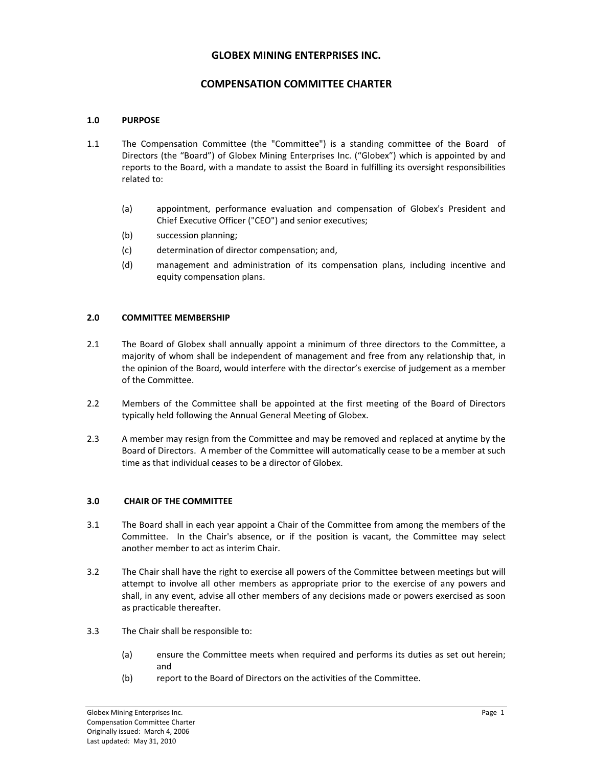# GLOBEX MINING ENTERPRISES INC.

## COMPENSATION COMMITTEE CHARTER

### 1.0 PURPOSE

1.1 The Compensation Committee (the "Committee") is a standing committee of the Board of Directors (the "Board") of Globex Mining Enterprises Inc. ("Globex") which is appointed by and reports to the Board, with a mandate to assist the Board in fulfilling its oversight responsibilities related to:

(a) appointment, performance evaluation and compensation of Globex's President and Chief Executive Officer ("CEO") and senior executives;

(b) succession planning;

(c) determination of director compensation; and,

(d) management and administration of its compensation plans, including incentive and equity compensation plans.

### 2.0 COMMITTEE MEMBERSHIP

2.1 The Board of Globex shall annually appoint a minimum of three directors to the Committee, a majority of whom shall be independent of management and free from any relationship that, in the opinion of the Board, would interfere with the director's exercise of judgement as a member of the Committee.

2.2 Members of the Committee shall be appointed at the first meeting of the Board of Directors typically held following the Annual General Meeting of Globex.

2.3 A member may resign from the Committee and may be removed and replaced at anytime by the Board of Directors. A member of the Committee will automatically cease to be a member at such time as that individual ceases to be a director of Globex.

### 3.0 CHAIR OF THE COMMITTEE

3.1 The Board shall in each year appoint a Chair of the Committee from among the members of the Committee. In the Chair's absence, or if the position is vacant, the Committee may select another member to act as interim Chair.

3.2 The Chair shall have the right to exercise all powers of the Committee between meetings but will attempt to involve all other members as appropriate prior to the exercise of any powers and shall, in any event, advise all other members of any decisions made or powers exercised as soon as practicable thereafter.

3.3 The Chair shall be responsible to:

(a) ensure the Committee meets when required and performs its duties as set out herein; and

(b) report to the Board of Directors on the activities of the Committee.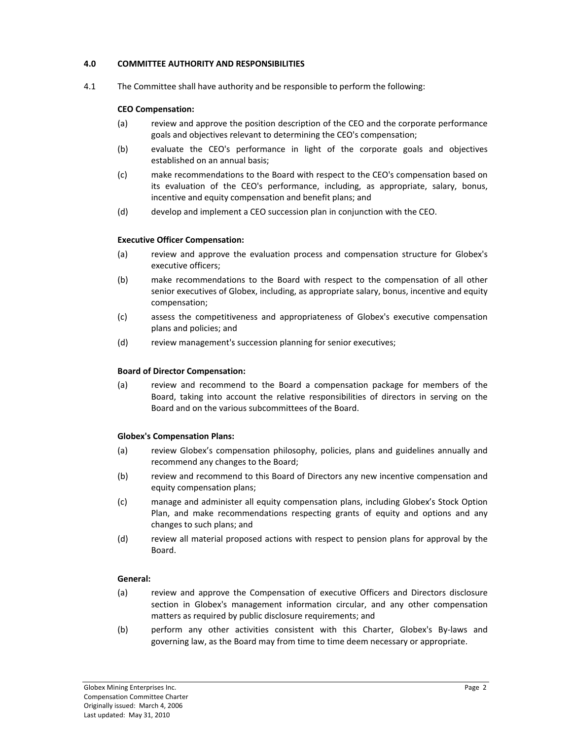## 4.0 COMMITTEE AUTHORITY AND RESPONSIBILITIES

4.1 The Committee shall have authority and be responsible to perform the following:

**CEO Compensation:**

(a) review and approve the position description of the CEO and the corporate performance goals and objectives relevant to determining the CEO's compensation;

(b) evaluate the CEO's performance in light of the corporate goals and objectives established on an annual basis;

(c) make recommendations to the Board with respect to the CEO's compensation based on its evaluation of the CEO's performance, including, as appropriate, salary, bonus, incentive and equity compensation and benefit plans; and

(d) develop and implement a CEO succession plan in conjunction with the CEO.

**Executive Officer Compensation:**

(a) review and approve the evaluation process and compensation structure for Globex's executive officers;

(b) make recommendations to the Board with respect to the compensation of all other senior executives of Globex, including, as appropriate salary, bonus, incentive and equity compensation;

(c) assess the competitiveness and appropriateness of Globex's executive compensation plans and policies; and

(d) review management's succession planning for senior executives;

**Board of Director Compensation:**

(a) review and recommend to the Board a compensation package for members of the Board, taking into account the relative responsibilities of directors in serving on the Board and on the various subcommittees of the Board.

**Globex's Compensation Plans:**

(a) review Globex's compensation philosophy, policies, plans and guidelines annually and recommend any changes to the Board;

(b) review and recommend to this Board of Directors any new incentive compensation and equity compensation plans;

(c) manage and administer all equity compensation plans, including Globex's Stock Option Plan, and make recommendations respecting grants of equity and options and any changes to such plans; and

(d) review all material proposed actions with respect to pension plans for approval by the Board.

**General:**

(a) review and approve the Compensation of executive Officers and Directors disclosure section in Globex's management information circular, and any other compensation matters as required by public disclosure requirements; and

(b) perform any other activities consistent with this Charter, Globex's By-laws and governing law, as the Board may from time to time deem necessary or appropriate.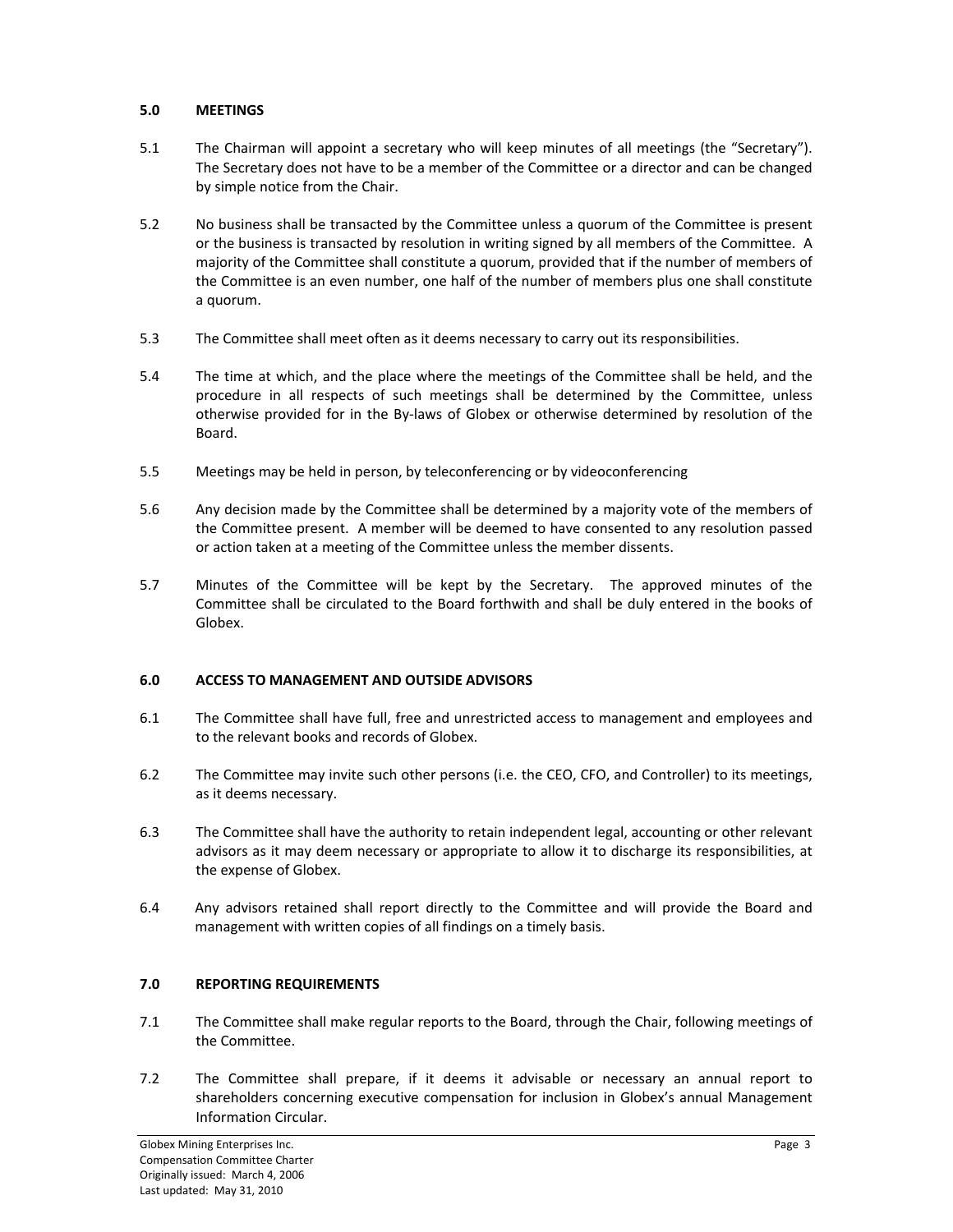## 5.0 MEETINGS

5.1 The Chairman will appoint a secretary who will keep minutes of all meetings (the "Secretary"). The Secretary does not have to be a member of the Committee or a director and can be changed by simple notice from the Chair.

5.2 No business shall be transacted by the Committee unless a quorum of the Committee is present or the business is transacted by resolution in writing signed by all members of the Committee. A majority of the Committee shall constitute a quorum, provided that if the number of members of the Committee is an even number, one half of the number of members plus one shall constitute a quorum.

5.3 The Committee shall meet often as it deems necessary to carry out its responsibilities.

5.4 The time at which, and the place where the meetings of the Committee shall be held, and the procedure in all respects of such meetings shall be determined by the Committee, unless otherwise provided for in the By-laws of Globex or otherwise determined by resolution of the Board.

5.5 Meetings may be held in person, by teleconferencing or by videoconferencing

5.6 Any decision made by the Committee shall be determined by a majority vote of the members of the Committee present. A member will be deemed to have consented to any resolution passed or action taken at a meeting of the Committee unless the member dissents.

5.7 Minutes of the Committee will be kept by the Secretary. The approved minutes of the Committee shall be circulated to the Board forthwith and shall be duly entered in the books of Globex.

## 6.0 ACCESS TO MANAGEMENT AND OUTSIDE ADVISORS

6.1 The Committee shall have full, free and unrestricted access to management and employees and to the relevant books and records of Globex.

6.2 The Committee may invite such other persons (i.e. the CEO, CFO, and Controller) to its meetings, as it deems necessary.

6.3 The Committee shall have the authority to retain independent legal, accounting or other relevant advisors as it may deem necessary or appropriate to allow it to discharge its responsibilities, at the expense of Globex.

6.4 Any advisors retained shall report directly to the Committee and will provide the Board and management with written copies of all findings on a timely basis.

## 7.0 REPORTING REQUIREMENTS

7.1 The Committee shall make regular reports to the Board, through the Chair, following meetings of the Committee.

7.2 The Committee shall prepare, if it deems it advisable or necessary an annual report to shareholders concerning executive compensation for inclusion in Globex's annual Management Information Circular.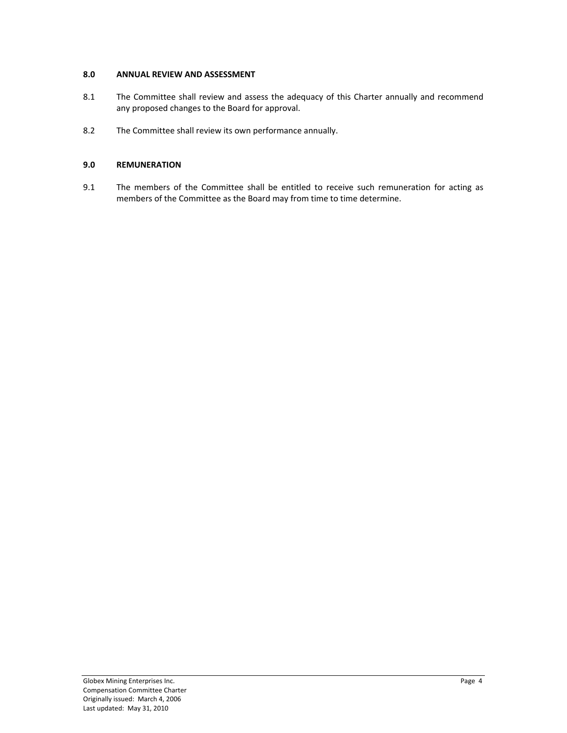## 8.0 ANNUAL REVIEW AND ASSESSMENT

8.1 The Committee shall review and assess the adequacy of this Charter annually and recommend any proposed changes to the Board for approval.

8.2 The Committee shall review its own performance annually.

## 9.0 REMUNERATION

9.1 The members of the Committee shall be entitled to receive such remuneration for acting as members of the Committee as the Board may from time to time determine.